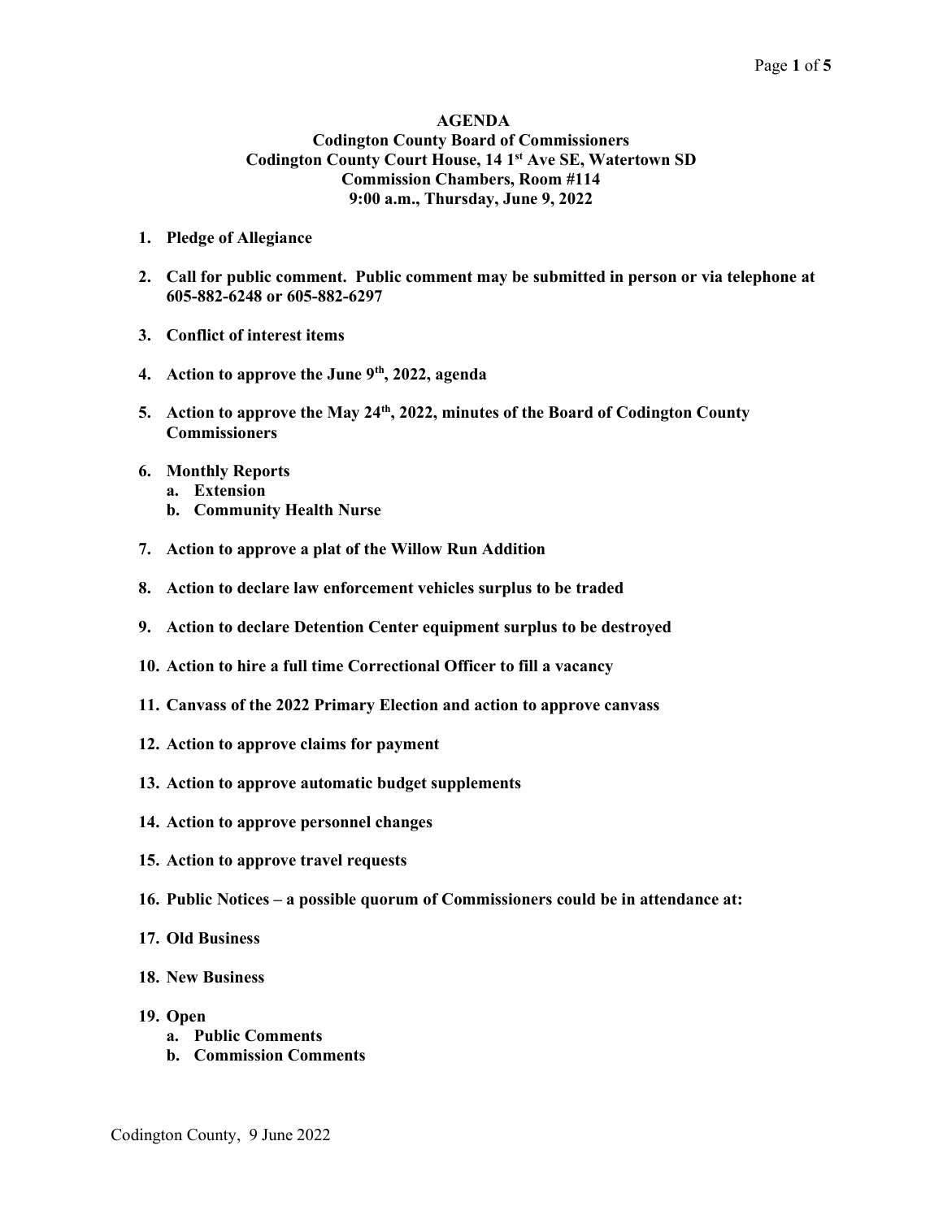# AGENDA

## Codington County Board of Commissioners
## Codington County Court House, 14 1st Ave SE, Watertown SD
## Commission Chambers, Room #114
## 9:00 a.m., Thursday, June 9, 2022

1. **Pledge of Allegiance**

2. **Call for public comment. Public comment may be submitted in person or via telephone at 605-882-6248 or 605-882-6297**

3. **Conflict of interest items**

4. **Action to approve the June 9th, 2022, agenda**

5. **Action to approve the May 24th, 2022, minutes of the Board of Codington County Commissioners**

6. **Monthly Reports**
   a. **Extension**
   b. **Community Health Nurse**

7. **Action to approve a plat of the Willow Run Addition**

8. **Action to declare law enforcement vehicles surplus to be traded**

9. **Action to declare Detention Center equipment surplus to be destroyed**

10. **Action to hire a full time Correctional Officer to fill a vacancy**

11. **Canvass of the 2022 Primary Election and action to approve canvass**

12. **Action to approve claims for payment**

13. **Action to approve automatic budget supplements**

14. **Action to approve personnel changes**

15. **Action to approve travel requests**

16. **Public Notices – a possible quorum of Commissioners could be in attendance at:**

17. **Old Business**

18. **New Business**

19. **Open**
    a. **Public Comments**
    b. **Commission Comments**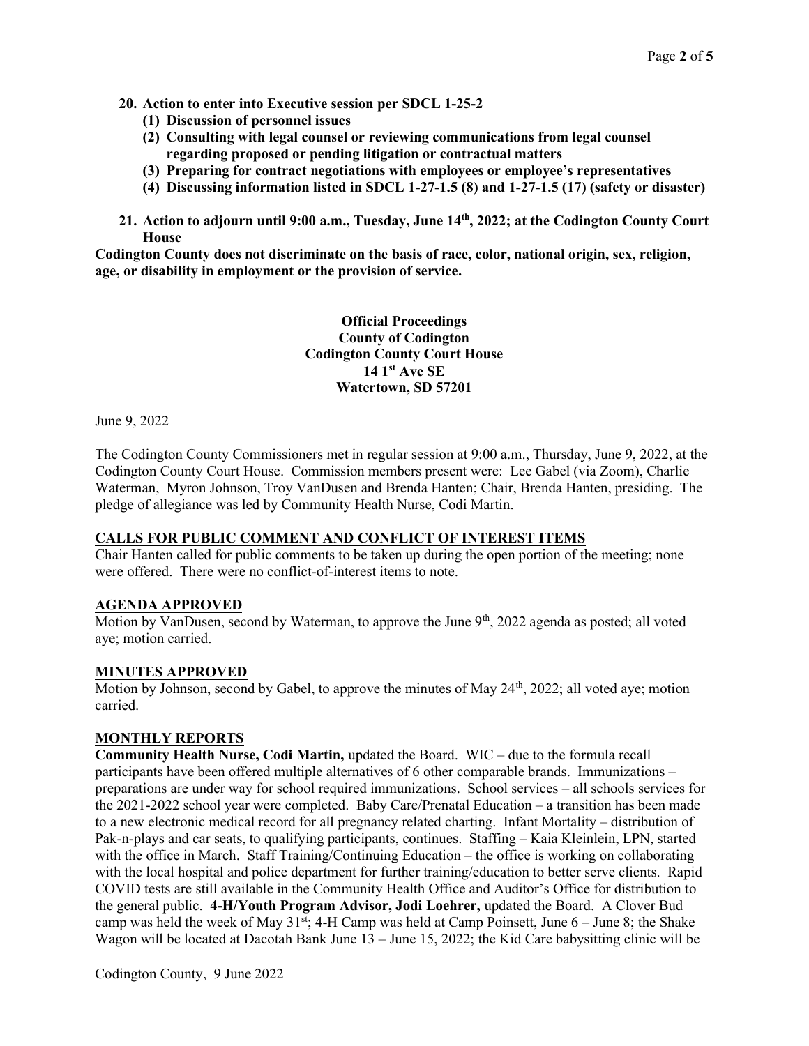**20. Action to enter into Executive session per SDCL 1-25-2**

   **(1) Discussion of personnel issues**

   **(2) Consulting with legal counsel or reviewing communications from legal counsel regarding proposed or pending litigation or contractual matters**

   **(3) Preparing for contract negotiations with employees or employee's representatives**

   **(4) Discussing information listed in SDCL 1-27-1.5 (8) and 1-27-1.5 (17) (safety or disaster)**

**21. Action to adjourn until 9:00 a.m., Tuesday, June 14th, 2022; at the Codington County Court House**

**Codington County does not discriminate on the basis of race, color, national origin, sex, religion, age, or disability in employment or the provision of service.**

**Official Proceedings**
**County of Codington**
**Codington County Court House**
**14 1st Ave SE**
**Watertown, SD 57201**

June 9, 2022

The Codington County Commissioners met in regular session at 9:00 a.m., Thursday, June 9, 2022, at the Codington County Court House. Commission members present were: Lee Gabel (via Zoom), Charlie Waterman, Myron Johnson, Troy VanDusen and Brenda Hanten; Chair, Brenda Hanten, presiding. The pledge of allegiance was led by Community Health Nurse, Codi Martin.

**CALLS FOR PUBLIC COMMENT AND CONFLICT OF INTEREST ITEMS**

Chair Hanten called for public comments to be taken up during the open portion of the meeting; none were offered. There were no conflict-of-interest items to note.

**AGENDA APPROVED**

Motion by VanDusen, second by Waterman, to approve the June 9th, 2022 agenda as posted; all voted aye; motion carried.

**MINUTES APPROVED**

Motion by Johnson, second by Gabel, to approve the minutes of May 24th, 2022; all voted aye; motion carried.

**MONTHLY REPORTS**

**Community Health Nurse, Codi Martin,** updated the Board. WIC – due to the formula recall participants have been offered multiple alternatives of 6 other comparable brands. Immunizations – preparations are under way for school required immunizations. School services – all schools services for the 2021-2022 school year were completed. Baby Care/Prenatal Education – a transition has been made to a new electronic medical record for all pregnancy related charting. Infant Mortality – distribution of Pak-n-plays and car seats, to qualifying participants, continues. Staffing – Kaia Kleinlein, LPN, started with the office in March. Staff Training/Continuing Education – the office is working on collaborating with the local hospital and police department for further training/education to better serve clients. Rapid COVID tests are still available in the Community Health Office and Auditor's Office for distribution to the general public. **4-H/Youth Program Advisor, Jodi Loehrer,** updated the Board. A Clover Bud camp was held the week of May 31st; 4-H Camp was held at Camp Poinsett, June 6 – June 8; the Shake Wagon will be located at Dacotah Bank June 13 – June 15, 2022; the Kid Care babysitting clinic will be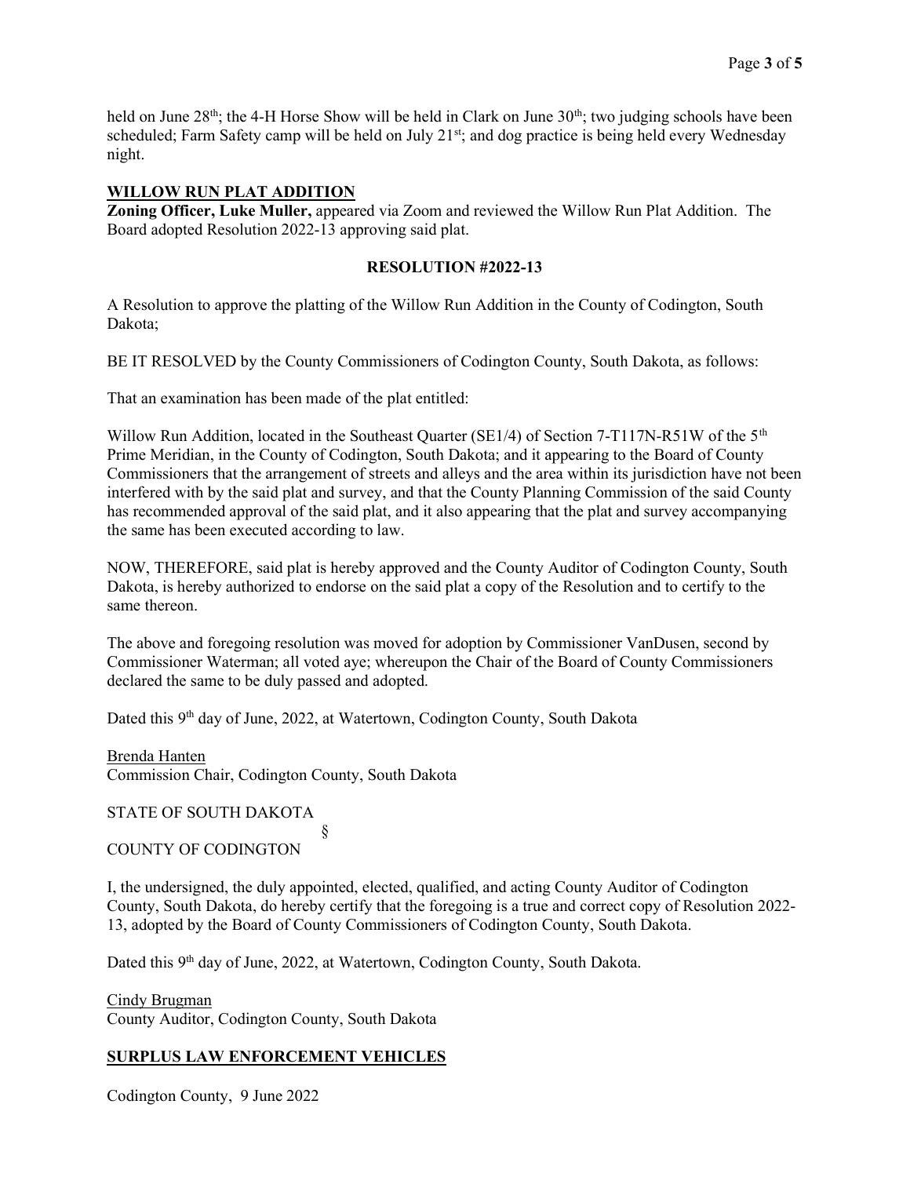held on June 28th; the 4-H Horse Show will be held in Clark on June 30th; two judging schools have been scheduled; Farm Safety camp will be held on July 21st; and dog practice is being held every Wednesday night.

## WILLOW RUN PLAT ADDITION

**Zoning Officer, Luke Muller,** appeared via Zoom and reviewed the Willow Run Plat Addition. The Board adopted Resolution 2022-13 approving said plat.

### RESOLUTION #2022-13

A Resolution to approve the platting of the Willow Run Addition in the County of Codington, South Dakota;

BE IT RESOLVED by the County Commissioners of Codington County, South Dakota, as follows:

That an examination has been made of the plat entitled:

Willow Run Addition, located in the Southeast Quarter (SE1/4) of Section 7-T117N-R51W of the 5th Prime Meridian, in the County of Codington, South Dakota; and it appearing to the Board of County Commissioners that the arrangement of streets and alleys and the area within its jurisdiction have not been interfered with by the said plat and survey, and that the County Planning Commission of the said County has recommended approval of the said plat, and it also appearing that the plat and survey accompanying the same has been executed according to law.

NOW, THEREFORE, said plat is hereby approved and the County Auditor of Codington County, South Dakota, is hereby authorized to endorse on the said plat a copy of the Resolution and to certify to the same thereon.

The above and foregoing resolution was moved for adoption by Commissioner VanDusen, second by Commissioner Waterman; all voted aye; whereupon the Chair of the Board of County Commissioners declared the same to be duly passed and adopted.

Dated this 9th day of June, 2022, at Watertown, Codington County, South Dakota

Brenda Hanten
Commission Chair, Codington County, South Dakota

STATE OF SOUTH DAKOTA
§
COUNTY OF CODINGTON

I, the undersigned, the duly appointed, elected, qualified, and acting County Auditor of Codington County, South Dakota, do hereby certify that the foregoing is a true and correct copy of Resolution 2022-13, adopted by the Board of County Commissioners of Codington County, South Dakota.

Dated this 9th day of June, 2022, at Watertown, Codington County, South Dakota.

Cindy Brugman
County Auditor, Codington County, South Dakota

## SURPLUS LAW ENFORCEMENT VEHICLES

Codington County, 9 June 2022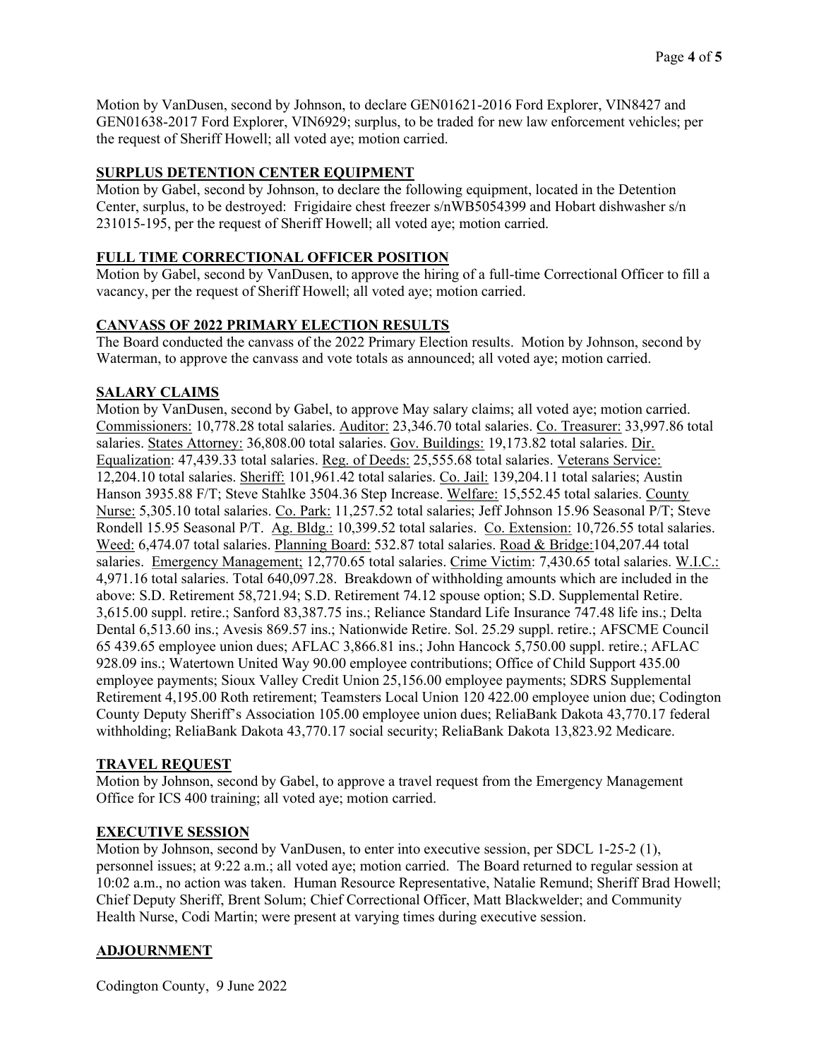Motion by VanDusen, second by Johnson, to declare GEN01621-2016 Ford Explorer, VIN8427 and GEN01638-2017 Ford Explorer, VIN6929; surplus, to be traded for new law enforcement vehicles; per the request of Sheriff Howell; all voted aye; motion carried.

## SURPLUS DETENTION CENTER EQUIPMENT

Motion by Gabel, second by Johnson, to declare the following equipment, located in the Detention Center, surplus, to be destroyed: Frigidaire chest freezer s/nWB5054399 and Hobart dishwasher s/n 231015-195, per the request of Sheriff Howell; all voted aye; motion carried.

## FULL TIME CORRECTIONAL OFFICER POSITION

Motion by Gabel, second by VanDusen, to approve the hiring of a full-time Correctional Officer to fill a vacancy, per the request of Sheriff Howell; all voted aye; motion carried.

## CANVASS OF 2022 PRIMARY ELECTION RESULTS

The Board conducted the canvass of the 2022 Primary Election results. Motion by Johnson, second by Waterman, to approve the canvass and vote totals as announced; all voted aye; motion carried.

## SALARY CLAIMS

Motion by VanDusen, second by Gabel, to approve May salary claims; all voted aye; motion carried. Commissioners: 10,778.28 total salaries. Auditor: 23,346.70 total salaries. Co. Treasurer: 33,997.86 total salaries. States Attorney: 36,808.00 total salaries. Gov. Buildings: 19,173.82 total salaries. Dir. Equalization: 47,439.33 total salaries. Reg. of Deeds: 25,555.68 total salaries. Veterans Service: 12,204.10 total salaries. Sheriff: 101,961.42 total salaries. Co. Jail: 139,204.11 total salaries; Austin Hanson 3935.88 F/T; Steve Stahlke 3504.36 Step Increase. Welfare: 15,552.45 total salaries. County Nurse: 5,305.10 total salaries. Co. Park: 11,257.52 total salaries; Jeff Johnson 15.96 Seasonal P/T; Steve Rondell 15.95 Seasonal P/T. Ag. Bldg.: 10,399.52 total salaries. Co. Extension: 10,726.55 total salaries. Weed: 6,474.07 total salaries. Planning Board: 532.87 total salaries. Road & Bridge:104,207.44 total salaries. Emergency Management; 12,770.65 total salaries. Crime Victim: 7,430.65 total salaries. W.I.C.: 4,971.16 total salaries. Total 640,097.28. Breakdown of withholding amounts which are included in the above: S.D. Retirement 58,721.94; S.D. Retirement 74.12 spouse option; S.D. Supplemental Retire. 3,615.00 suppl. retire.; Sanford 83,387.75 ins.; Reliance Standard Life Insurance 747.48 life ins.; Delta Dental 6,513.60 ins.; Avesis 869.57 ins.; Nationwide Retire. Sol. 25.29 suppl. retire.; AFSCME Council 65 439.65 employee union dues; AFLAC 3,866.81 ins.; John Hancock 5,750.00 suppl. retire.; AFLAC 928.09 ins.; Watertown United Way 90.00 employee contributions; Office of Child Support 435.00 employee payments; Sioux Valley Credit Union 25,156.00 employee payments; SDRS Supplemental Retirement 4,195.00 Roth retirement; Teamsters Local Union 120 422.00 employee union due; Codington County Deputy Sheriff's Association 105.00 employee union dues; ReliaBank Dakota 43,770.17 federal withholding; ReliaBank Dakota 43,770.17 social security; ReliaBank Dakota 13,823.92 Medicare.

## TRAVEL REQUEST

Motion by Johnson, second by Gabel, to approve a travel request from the Emergency Management Office for ICS 400 training; all voted aye; motion carried.

## EXECUTIVE SESSION

Motion by Johnson, second by VanDusen, to enter into executive session, per SDCL 1-25-2 (1), personnel issues; at 9:22 a.m.; all voted aye; motion carried. The Board returned to regular session at 10:02 a.m., no action was taken. Human Resource Representative, Natalie Remund; Sheriff Brad Howell; Chief Deputy Sheriff, Brent Solum; Chief Correctional Officer, Matt Blackwelder; and Community Health Nurse, Codi Martin; were present at varying times during executive session.

## ADJOURNMENT

Codington County, 9 June 2022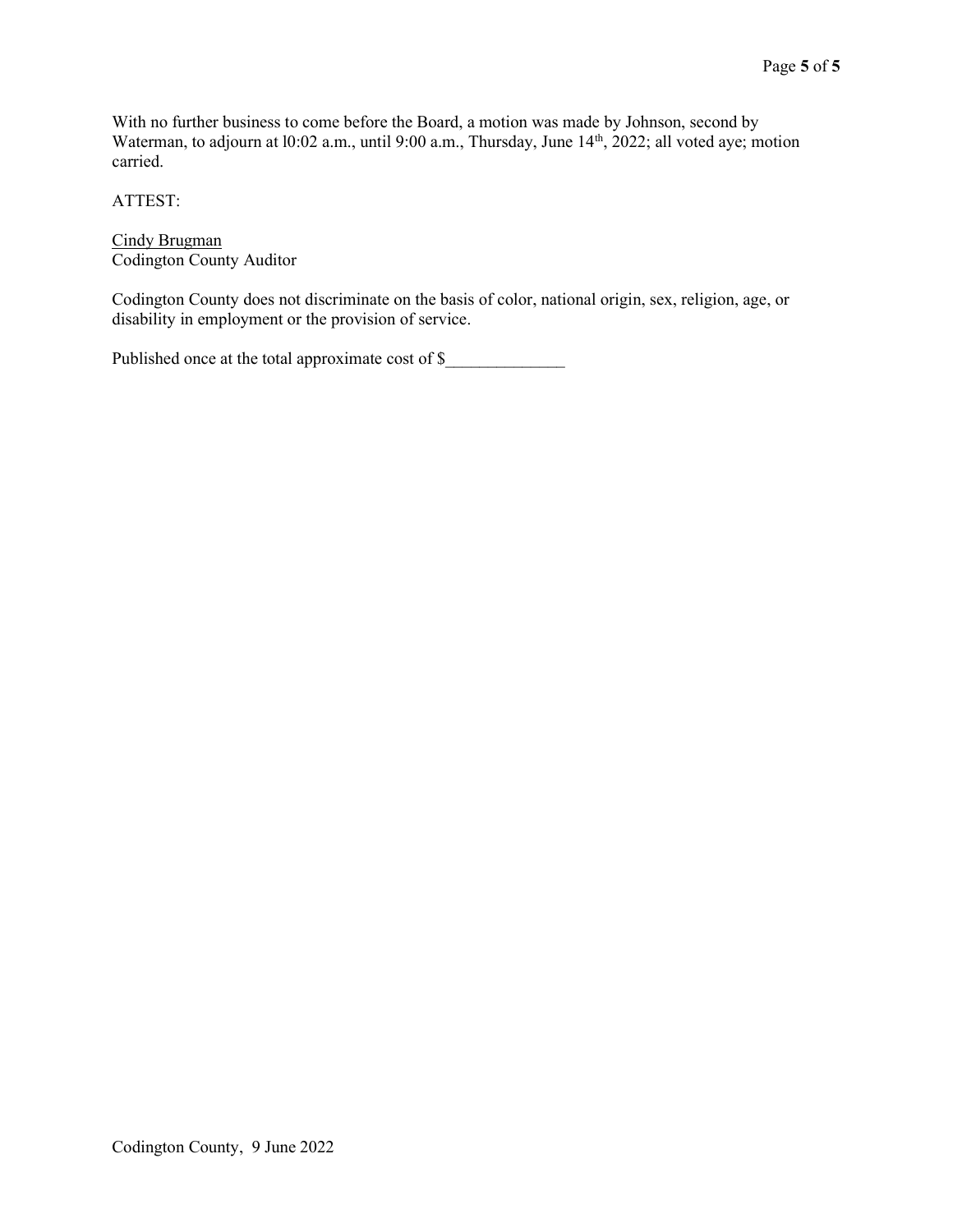With no further business to come before the Board, a motion was made by Johnson, second by Waterman, to adjourn at l0:02 a.m., until 9:00 a.m., Thursday, June 14th, 2022; all voted aye; motion carried.

ATTEST:

Cindy Brugman
Codington County Auditor

Codington County does not discriminate on the basis of color, national origin, sex, religion, age, or disability in employment or the provision of service.

Published once at the total approximate cost of $______________